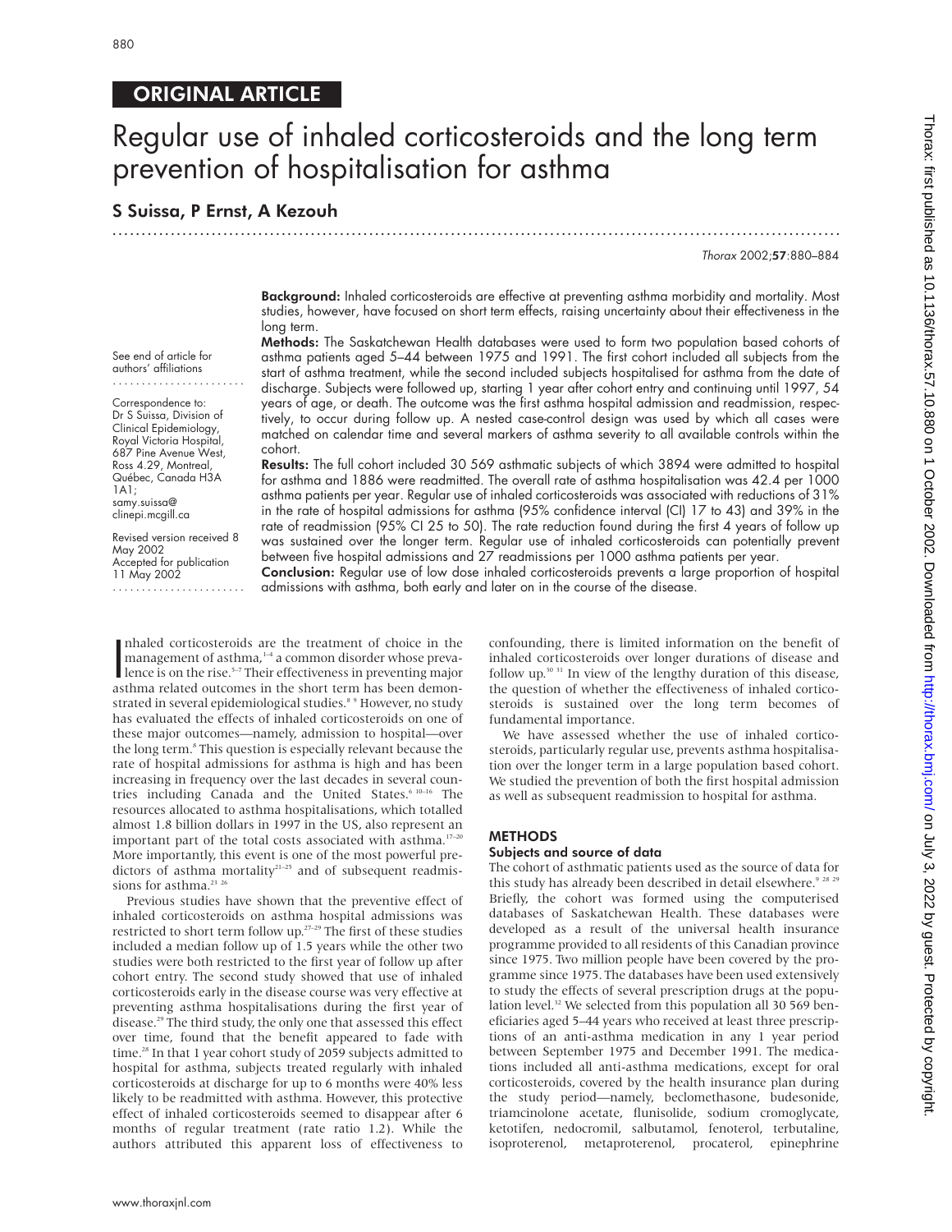ORIGINAL ARTICLE

# Regular use of inhaled corticosteroids and the long term prevention of hospitalisation for asthma

## S Suissa, P Ernst, A Kezouh

See end of article for authors' affiliations

Correspondence to: Dr S Suissa, Division of Clinical Epidemiology, Royal Victoria Hospital, 687 Pine Avenue West, Ross 4.29, Montreal, Québec, Canada H3A 1A1; samy.suissa@clinepi.mcgill.ca

Revised version received 8 May 2002
Accepted for publication 11 May 2002

**Background:** Inhaled corticosteroids are effective at preventing asthma morbidity and mortality. Most studies, however, have focused on short term effects, raising uncertainty about their effectiveness in the long term.

**Methods:** The Saskatchewan Health databases were used to form two population based cohorts of asthma patients aged 5–44 between 1975 and 1991. The first cohort included all subjects from the start of asthma treatment, while the second included subjects hospitalised for asthma from the date of discharge. Subjects were followed up, starting 1 year after cohort entry and continuing until 1997, 54 years of age, or death. The outcome was the first asthma hospital admission and readmission, respectively, to occur during follow up. A nested case-control design was used by which all cases were matched on calendar time and several markers of asthma severity to all available controls within the cohort.

**Results:** The full cohort included 30 569 asthmatic subjects of which 3894 were admitted to hospital for asthma and 1886 were readmitted. The overall rate of asthma hospitalisation was 42.4 per 1000 asthma patients per year. Regular use of inhaled corticosteroids was associated with reductions of 31% in the rate of hospital admissions for asthma (95% confidence interval (CI) 17 to 43) and 39% in the rate of readmission (95% CI 25 to 50). The rate reduction found during the first 4 years of follow up was sustained over the longer term. Regular use of inhaled corticosteroids can potentially prevent between five hospital admissions and 27 readmissions per 1000 asthma patients per year.

**Conclusion:** Regular use of low dose inhaled corticosteroids prevents a large proportion of hospital admissions with asthma, both early and later on in the course of the disease.

Inhaled corticosteroids are the treatment of choice in the management of asthma,[1–4] a common disorder whose prevalence is on the rise.[5–7] Their effectiveness in preventing major asthma related outcomes in the short term has been demonstrated in several epidemiological studies.[8 9] However, no study has evaluated the effects of inhaled corticosteroids on one of these major outcomes—namely, admission to hospital—over the long term.[8] This question is especially relevant because the rate of hospital admissions for asthma is high and has been increasing in frequency over the last decades in several countries including Canada and the United States.[6 10–16] The resources allocated to asthma hospitalisations, which totalled almost 1.8 billion dollars in 1997 in the US, also represent an important part of the total costs associated with asthma.[17–20] More importantly, this event is one of the most powerful predictors of asthma mortality[21–25] and of subsequent readmissions for asthma.[23 26]

Previous studies have shown that the preventive effect of inhaled corticosteroids on asthma hospital admissions was restricted to short term follow up.[27–29] The first of these studies included a median follow up of 1.5 years while the other two studies were both restricted to the first year of follow up after cohort entry. The second study showed that use of inhaled corticosteroids early in the disease course was very effective at preventing asthma hospitalisations during the first year of disease.[29] The third study, the only one that assessed this effect over time, found that the benefit appeared to fade with time.[28] In that 1 year cohort study of 2059 subjects admitted to hospital for asthma, subjects treated regularly with inhaled corticosteroids at discharge for up to 6 months were 40% less likely to be readmitted with asthma. However, this protective effect of inhaled corticosteroids seemed to disappear after 6 months of regular treatment (rate ratio 1.2). While the authors attributed this apparent loss of effectiveness to confounding, there is limited information on the benefit of inhaled corticosteroids over longer durations of disease and follow up.[30 31] In view of the lengthy duration of this disease, the question of whether the effectiveness of inhaled corticosteroids is sustained over the long term becomes of fundamental importance.

We have assessed whether the use of inhaled corticosteroids, particularly regular use, prevents asthma hospitalisation over the longer term in a large population based cohort. We studied the prevention of both the first hospital admission as well as subsequent readmission to hospital for asthma.

## METHODS

### Subjects and source of data

The cohort of asthmatic patients used as the source of data for this study has already been described in detail elsewhere.[9 28 29] Briefly, the cohort was formed using the computerised databases of Saskatchewan Health. These databases were developed as a result of the universal health insurance programme provided to all residents of this Canadian province since 1975. Two million people have been covered by the programme since 1975. The databases have been used extensively to study the effects of several prescription drugs at the population level.[32] We selected from this population all 30 569 beneficiaries aged 5–44 years who received at least three prescriptions of an anti-asthma medication in any 1 year period between September 1975 and December 1991. The medications included all anti-asthma medications, except for oral corticosteroids, covered by the health insurance plan during the study period—namely, beclomethasone, budesonide, triamcinolone acetate, flunisolide, sodium cromoglycate, ketotifen, nedocromil, salbutamol, fenoterol, terbutaline, isoproterenol, metaproterenol, procaterol, epinephrine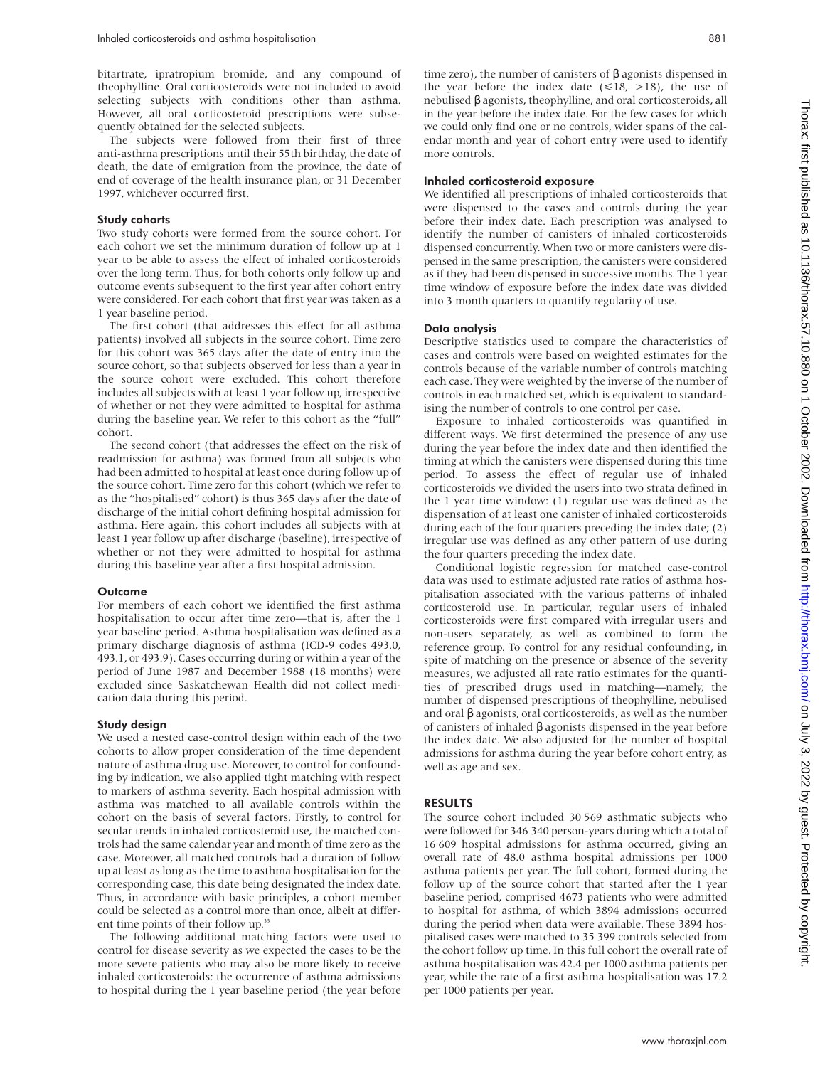bitartrate, ipratropium bromide, and any compound of theophylline. Oral corticosteroids were not included to avoid selecting subjects with conditions other than asthma. However, all oral corticosteroid prescriptions were subsequently obtained for the selected subjects.

The subjects were followed from their first of three anti-asthma prescriptions until their 55th birthday, the date of death, the date of emigration from the province, the date of end of coverage of the health insurance plan, or 31 December 1997, whichever occurred first.

### Study cohorts

Two study cohorts were formed from the source cohort. For each cohort we set the minimum duration of follow up at 1 year to be able to assess the effect of inhaled corticosteroids over the long term. Thus, for both cohorts only follow up and outcome events subsequent to the first year after cohort entry were considered. For each cohort that first year was taken as a 1 year baseline period.

The first cohort (that addresses this effect for all asthma patients) involved all subjects in the source cohort. Time zero for this cohort was 365 days after the date of entry into the source cohort, so that subjects observed for less than a year in the source cohort were excluded. This cohort therefore includes all subjects with at least 1 year follow up, irrespective of whether or not they were admitted to hospital for asthma during the baseline year. We refer to this cohort as the "full" cohort.

The second cohort (that addresses the effect on the risk of readmission for asthma) was formed from all subjects who had been admitted to hospital at least once during follow up of the source cohort. Time zero for this cohort (which we refer to as the "hospitalised" cohort) is thus 365 days after the date of discharge of the initial cohort defining hospital admission for asthma. Here again, this cohort includes all subjects with at least 1 year follow up after discharge (baseline), irrespective of whether or not they were admitted to hospital for asthma during this baseline year after a first hospital admission.

### Outcome

For members of each cohort we identified the first asthma hospitalisation to occur after time zero—that is, after the 1 year baseline period. Asthma hospitalisation was defined as a primary discharge diagnosis of asthma (ICD-9 codes 493.0, 493.1, or 493.9). Cases occurring during or within a year of the period of June 1987 and December 1988 (18 months) were excluded since Saskatchewan Health did not collect medication data during this period.

### Study design

We used a nested case-control design within each of the two cohorts to allow proper consideration of the time dependent nature of asthma drug use. Moreover, to control for confounding by indication, we also applied tight matching with respect to markers of asthma severity. Each hospital admission with asthma was matched to all available controls within the cohort on the basis of several factors. Firstly, to control for secular trends in inhaled corticosteroid use, the matched controls had the same calendar year and month of time zero as the case. Moreover, all matched controls had a duration of follow up at least as long as the time to asthma hospitalisation for the corresponding case, this date being designated the index date. Thus, in accordance with basic principles, a cohort member could be selected as a control more than once, albeit at different time points of their follow up.[33]

The following additional matching factors were used to control for disease severity as we expected the cases to be the more severe patients who may also be more likely to receive inhaled corticosteroids: the occurrence of asthma admissions to hospital during the 1 year baseline period (the year before time zero), the number of canisters of β agonists dispensed in the year before the index date (≤18, >18), the use of nebulised β agonists, theophylline, and oral corticosteroids, all in the year before the index date. For the few cases for which we could only find one or no controls, wider spans of the calendar month and year of cohort entry were used to identify more controls.

### Inhaled corticosteroid exposure

We identified all prescriptions of inhaled corticosteroids that were dispensed to the cases and controls during the year before their index date. Each prescription was analysed to identify the number of canisters of inhaled corticosteroids dispensed concurrently. When two or more canisters were dispensed in the same prescription, the canisters were considered as if they had been dispensed in successive months. The 1 year time window of exposure before the index date was divided into 3 month quarters to quantify regularity of use.

### Data analysis

Descriptive statistics used to compare the characteristics of cases and controls were based on weighted estimates for the controls because of the variable number of controls matching each case. They were weighted by the inverse of the number of controls in each matched set, which is equivalent to standardising the number of controls to one control per case.

Exposure to inhaled corticosteroids was quantified in different ways. We first determined the presence of any use during the year before the index date and then identified the timing at which the canisters were dispensed during this time period. To assess the effect of regular use of inhaled corticosteroids we divided the users into two strata defined in the 1 year time window: (1) regular use was defined as the dispensation of at least one canister of inhaled corticosteroids during each of the four quarters preceding the index date; (2) irregular use was defined as any other pattern of use during the four quarters preceding the index date.

Conditional logistic regression for matched case-control data was used to estimate adjusted rate ratios of asthma hospitalisation associated with the various patterns of inhaled corticosteroid use. In particular, regular users of inhaled corticosteroids were first compared with irregular users and non-users separately, as well as combined to form the reference group. To control for any residual confounding, in spite of matching on the presence or absence of the severity measures, we adjusted all rate ratio estimates for the quantities of prescribed drugs used in matching—namely, the number of dispensed prescriptions of theophylline, nebulised and oral β agonists, oral corticosteroids, as well as the number of canisters of inhaled β agonists dispensed in the year before the index date. We also adjusted for the number of hospital admissions for asthma during the year before cohort entry, as well as age and sex.

## RESULTS

The source cohort included 30 569 asthmatic subjects who were followed for 346 340 person-years during which a total of 16 609 hospital admissions for asthma occurred, giving an overall rate of 48.0 asthma hospital admissions per 1000 asthma patients per year. The full cohort, formed during the follow up of the source cohort that started after the 1 year baseline period, comprised 4673 patients who were admitted to hospital for asthma, of which 3894 admissions occurred during the period when data were available. These 3894 hospitalised cases were matched to 35 399 controls selected from the cohort follow up time. In this full cohort the overall rate of asthma hospitalisation was 42.4 per 1000 asthma patients per year, while the rate of a first asthma hospitalisation was 17.2 per 1000 patients per year.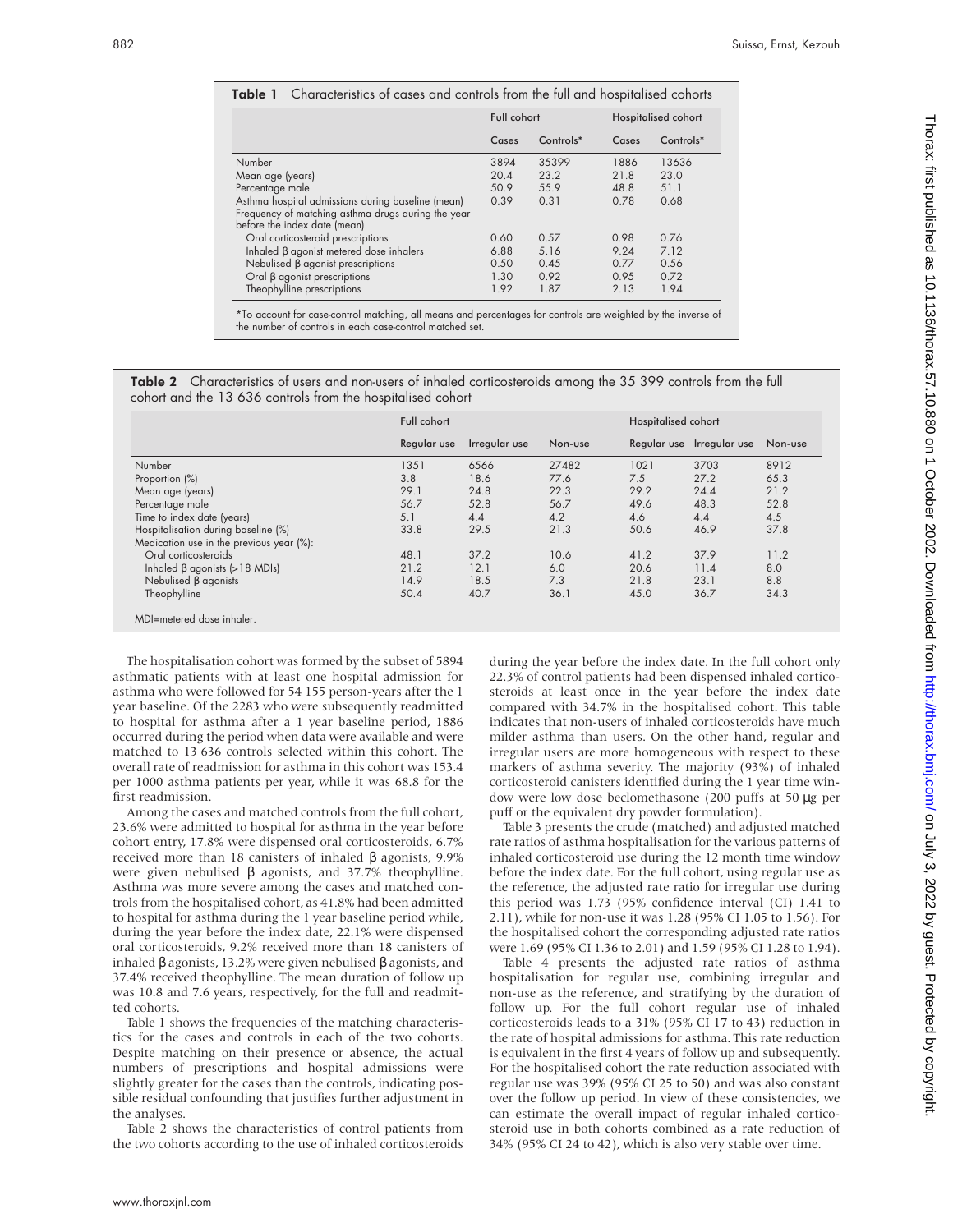**Table 1** Characteristics of cases and controls from the full and hospitalised cohorts

| | Full cohort | | Hospitalised cohort | |
|---|---|---|---|---|
| | Cases | Controls* | Cases | Controls* |
| Number | 3894 | 35399 | 1886 | 13636 |
| Mean age (years) | 20.4 | 23.2 | 21.8 | 23.0 |
| Percentage male | 50.9 | 55.9 | 48.8 | 51.1 |
| Asthma hospital admissions during baseline (mean) | 0.39 | 0.31 | 0.78 | 0.68 |
| Frequency of matching asthma drugs during the year before the index date (mean) | | | | |
| Oral corticosteroid prescriptions | 0.60 | 0.57 | 0.98 | 0.76 |
| Inhaled β agonist metered dose inhalers | 6.88 | 5.16 | 9.24 | 7.12 |
| Nebulised β agonist prescriptions | 0.50 | 0.45 | 0.77 | 0.56 |
| Oral β agonist prescriptions | 1.30 | 0.92 | 0.95 | 0.72 |
| Theophylline prescriptions | 1.92 | 1.87 | 2.13 | 1.94 |

*To account for case-control matching, all means and percentages for controls are weighted by the inverse of the number of controls in each case-control matched set.

**Table 2** Characteristics of users and non-users of inhaled corticosteroids among the 35 399 controls from the full cohort and the 13 636 controls from the hospitalised cohort

| | Full cohort | | | Hospitalised cohort | | |
|---|---|---|---|---|---|---|
| | Regular use | Irregular use | Non-use | Regular use | Irregular use | Non-use |
| Number | 1351 | 6566 | 27482 | 1021 | 3703 | 8912 |
| Proportion (%) | 3.8 | 18.6 | 77.6 | 7.5 | 27.2 | 65.3 |
| Mean age (years) | 29.1 | 24.8 | 22.3 | 29.2 | 24.4 | 21.2 |
| Percentage male | 56.7 | 52.8 | 56.7 | 49.6 | 48.3 | 52.8 |
| Time to index date (years) | 5.1 | 4.4 | 4.2 | 4.6 | 4.4 | 4.5 |
| Hospitalisation during baseline (%) | 33.8 | 29.5 | 21.3 | 50.6 | 46.9 | 37.8 |
| Medication use in the previous year (%): | | | | | | |
| Oral corticosteroids | 48.1 | 37.2 | 10.6 | 41.2 | 37.9 | 11.2 |
| Inhaled β agonists (>18 MDIs) | 21.2 | 12.1 | 6.0 | 20.6 | 11.4 | 8.0 |
| Nebulised β agonists | 14.9 | 18.5 | 7.3 | 21.8 | 23.1 | 8.8 |
| Theophylline | 50.4 | 40.7 | 36.1 | 45.0 | 36.7 | 34.3 |

MDI=metered dose inhaler.

The hospitalisation cohort was formed by the subset of 5894 asthmatic patients with at least one hospital admission for asthma who were followed for 54 155 person-years after the 1 year baseline. Of the 2283 who were subsequently readmitted to hospital for asthma after a 1 year baseline period, 1886 occurred during the period when data were available and were matched to 13 636 controls selected within this cohort. The overall rate of readmission for asthma in this cohort was 153.4 per 1000 asthma patients per year, while it was 68.8 for the first readmission.

Among the cases and matched controls from the full cohort, 23.6% were admitted to hospital for asthma in the year before cohort entry, 17.8% were dispensed oral corticosteroids, 6.7% received more than 18 canisters of inhaled β agonists, 9.9% were given nebulised β agonists, and 37.7% theophylline. Asthma was more severe among the cases and matched controls from the hospitalised cohort, as 41.8% had been admitted to hospital for asthma during the 1 year baseline period while, during the year before the index date, 22.1% were dispensed oral corticosteroids, 9.2% received more than 18 canisters of inhaled β agonists, 13.2% were given nebulised β agonists, and 37.4% received theophylline. The mean duration of follow up was 10.8 and 7.6 years, respectively, for the full and readmitted cohorts.

Table 1 shows the frequencies of the matching characteristics for the cases and controls in each of the two cohorts. Despite matching on their presence or absence, the actual numbers of prescriptions and hospital admissions were slightly greater for the cases than the controls, indicating possible residual confounding that justifies further adjustment in the analyses.

Table 2 shows the characteristics of control patients from the two cohorts according to the use of inhaled corticosteroids during the year before the index date. In the full cohort only 22.3% of control patients had been dispensed inhaled corticosteroids at least once in the year before the index date compared with 34.7% in the hospitalised cohort. This table indicates that non-users of inhaled corticosteroids have much milder asthma than users. On the other hand, regular and irregular users are more homogeneous with respect to these markers of asthma severity. The majority (93%) of inhaled corticosteroid canisters identified during the 1 year time window were low dose beclomethasone (200 puffs at 50 μg per puff or the equivalent dry powder formulation).

Table 3 presents the crude (matched) and adjusted matched rate ratios of asthma hospitalisation for the various patterns of inhaled corticosteroid use during the 12 month time window before the index date. For the full cohort, using regular use as the reference, the adjusted rate ratio for irregular use during this period was 1.73 (95% confidence interval (CI) 1.41 to 2.11), while for non-use it was 1.28 (95% CI 1.05 to 1.56). For the hospitalised cohort the corresponding adjusted rate ratios were 1.69 (95% CI 1.36 to 2.01) and 1.59 (95% CI 1.28 to 1.94).

Table 4 presents the adjusted rate ratios of asthma hospitalisation for regular use, combining irregular and non-use as the reference, and stratifying by the duration of follow up. For the full cohort regular use of inhaled corticosteroids leads to a 31% (95% CI 17 to 43) reduction in the rate of hospital admissions for asthma. This rate reduction is equivalent in the first 4 years of follow up and subsequently. For the hospitalised cohort the rate reduction associated with regular use was 39% (95% CI 25 to 50) and was also constant over the follow up period. In view of these consistencies, we can estimate the overall impact of regular inhaled corticosteroid use in both cohorts combined as a rate reduction of 34% (95% CI 24 to 42), which is also very stable over time.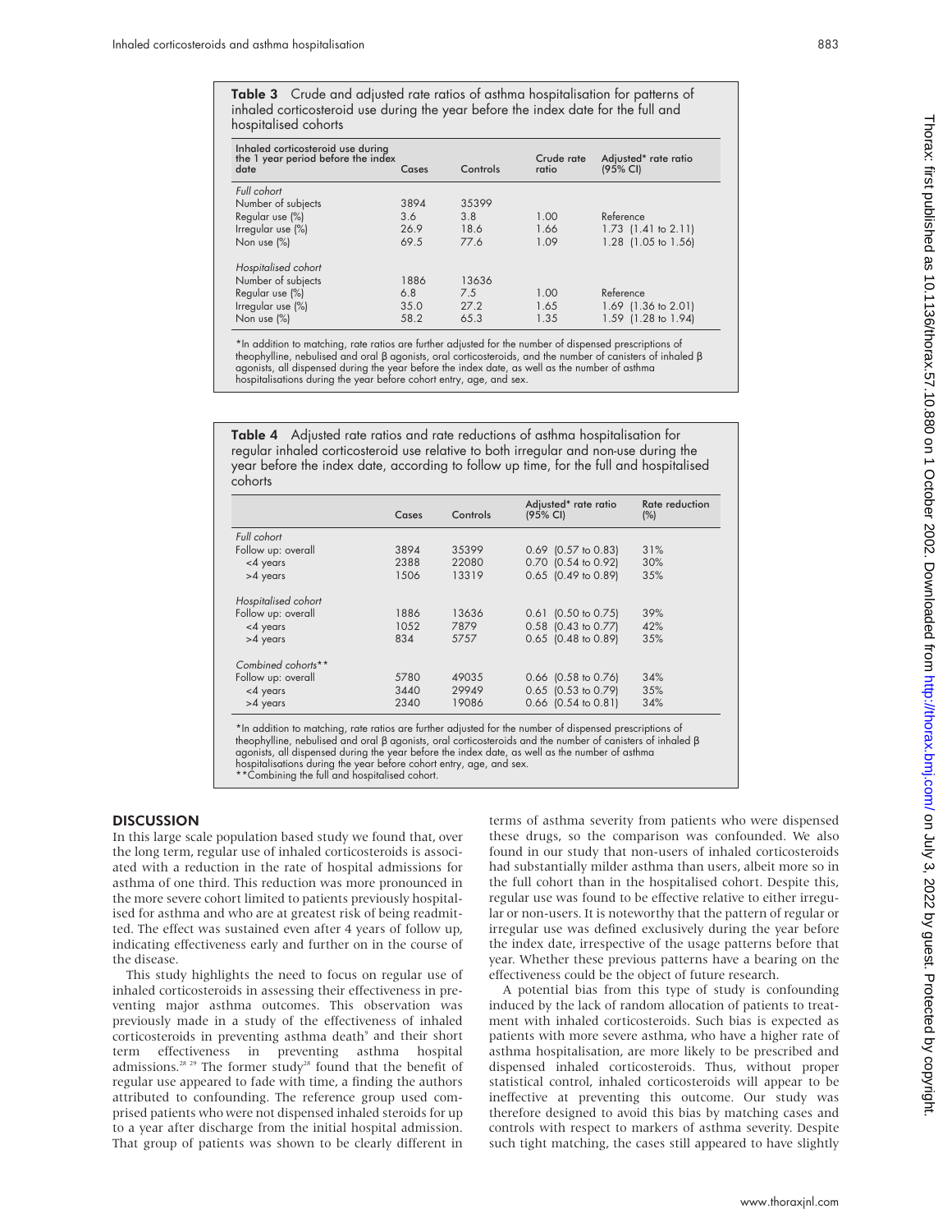**Table 3** Crude and adjusted rate ratios of asthma hospitalisation for patterns of inhaled corticosteroid use during the year before the index date for the full and hospitalised cohorts

| Inhaled corticosteroid use during the 1 year period before the index date | Cases | Controls | Crude rate ratio | Adjusted* rate ratio (95% CI) |
|---|---|---|---|---|
| *Full cohort* | | | | |
| Number of subjects | 3894 | 35399 | | |
| Regular use (%) | 3.6 | 3.8 | 1.00 | Reference |
| Irregular use (%) | 26.9 | 18.6 | 1.66 | 1.73 (1.41 to 2.11) |
| Non use (%) | 69.5 | 77.6 | 1.09 | 1.28 (1.05 to 1.56) |
| *Hospitalised cohort* | | | | |
| Number of subjects | 1886 | 13636 | | |
| Regular use (%) | 6.8 | 7.5 | 1.00 | Reference |
| Irregular use (%) | 35.0 | 27.2 | 1.65 | 1.69 (1.36 to 2.01) |
| Non use (%) | 58.2 | 65.3 | 1.35 | 1.59 (1.28 to 1.94) |

*In addition to matching, rate ratios are further adjusted for the number of dispensed prescriptions of theophylline, nebulised and oral β agonists, oral corticosteroids, and the number of canisters of inhaled β agonists, all dispensed during the year before the index date, as well as the number of asthma hospitalisations during the year before cohort entry, age, and sex.

**Table 4** Adjusted rate ratios and rate reductions of asthma hospitalisation for regular inhaled corticosteroid use relative to both irregular and non-use during the year before the index date, according to follow up time, for the full and hospitalised cohorts

| | Cases | Controls | Adjusted* rate ratio (95% CI) | Rate reduction (%) |
|---|---|---|---|---|
| *Full cohort* | | | | |
| Follow up: overall | 3894 | 35399 | 0.69 (0.57 to 0.83) | 31% |
| <4 years | 2388 | 22080 | 0.70 (0.54 to 0.92) | 30% |
| >4 years | 1506 | 13319 | 0.65 (0.49 to 0.89) | 35% |
| *Hospitalised cohort* | | | | |
| Follow up: overall | 1886 | 13636 | 0.61 (0.50 to 0.75) | 39% |
| <4 years | 1052 | 7879 | 0.58 (0.43 to 0.77) | 42% |
| >4 years | 834 | 5757 | 0.65 (0.48 to 0.89) | 35% |
| *Combined cohorts*** | | | | |
| Follow up: overall | 5780 | 49035 | 0.66 (0.58 to 0.76) | 34% |
| <4 years | 3440 | 29949 | 0.65 (0.53 to 0.79) | 35% |
| >4 years | 2340 | 19086 | 0.66 (0.54 to 0.81) | 34% |

*In addition to matching, rate ratios are further adjusted for the number of dispensed prescriptions of theophylline, nebulised and oral β agonists, oral corticosteroids and the number of canisters of inhaled β agonists, all dispensed during the year before the index date, as well as the number of asthma hospitalisations during the year before cohort entry, age, and sex.
**Combining the full and hospitalised cohort.

## DISCUSSION

In this large scale population based study we found that, over the long term, regular use of inhaled corticosteroids is associated with a reduction in the rate of hospital admissions for asthma of one third. This reduction was more pronounced in the more severe cohort limited to patients previously hospitalised for asthma and who are at greatest risk of being readmitted. The effect was sustained even after 4 years of follow up, indicating effectiveness early and further on in the course of the disease.

This study highlights the need to focus on regular use of inhaled corticosteroids in assessing their effectiveness in preventing major asthma outcomes. This observation was previously made in a study of the effectiveness of inhaled corticosteroids in preventing asthma death[9] and their short term effectiveness in preventing asthma hospital admissions.[28 29] The former study[28] found that the benefit of regular use appeared to fade with time, a finding the authors attributed to confounding. The reference group used comprised patients who were not dispensed inhaled steroids for up to a year after discharge from the initial hospital admission. That group of patients was shown to be clearly different in terms of asthma severity from patients who were dispensed these drugs, so the comparison was confounded. We also found in our study that non-users of inhaled corticosteroids had substantially milder asthma than users, albeit more so in the full cohort than in the hospitalised cohort. Despite this, regular use was found to be effective relative to either irregular or non-users. It is noteworthy that the pattern of regular or irregular use was defined exclusively during the year before the index date, irrespective of the usage patterns before that year. Whether these previous patterns have a bearing on the effectiveness could be the object of future research.

A potential bias from this type of study is confounding induced by the lack of random allocation of patients to treatment with inhaled corticosteroids. Such bias is expected as patients with more severe asthma, who have a higher rate of asthma hospitalisation, are more likely to be prescribed and dispensed inhaled corticosteroids. Thus, without proper statistical control, inhaled corticosteroids will appear to be ineffective at preventing this outcome. Our study was therefore designed to avoid this bias by matching cases and controls with respect to markers of asthma severity. Despite such tight matching, the cases still appeared to have slightly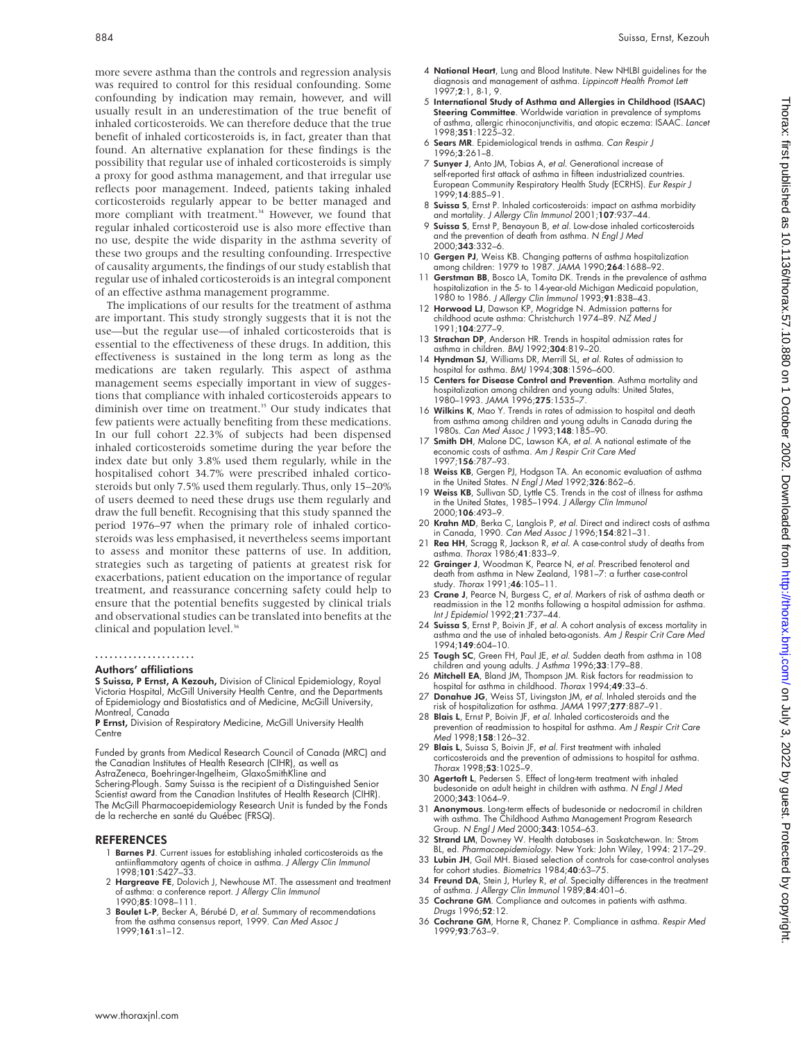more severe asthma than the controls and regression analysis was required to control for this residual confounding. Some confounding by indication may remain, however, and will usually result in an underestimation of the true benefit of inhaled corticosteroids. We can therefore deduce that the true benefit of inhaled corticosteroids is, in fact, greater than that found. An alternative explanation for these findings is the possibility that regular use of inhaled corticosteroids is simply a proxy for good asthma management, and that irregular use reflects poor management. Indeed, patients taking inhaled corticosteroids regularly appear to be better managed and more compliant with treatment.[34] However, we found that regular inhaled corticosteroid use is also more effective than no use, despite the wide disparity in the asthma severity of these two groups and the resulting confounding. Irrespective of causality arguments, the findings of our study establish that regular use of inhaled corticosteroids is an integral component of an effective asthma management programme.

The implications of our results for the treatment of asthma are important. This study strongly suggests that it is not the use—but the regular use—of inhaled corticosteroids that is essential to the effectiveness of these drugs. In addition, this effectiveness is sustained in the long term as long as the medications are taken regularly. This aspect of asthma management seems especially important in view of suggestions that compliance with inhaled corticosteroids appears to diminish over time on treatment.[35] Our study indicates that few patients were actually benefiting from these medications. In our full cohort 22.3% of subjects had been dispensed inhaled corticosteroids sometime during the year before the index date but only 3.8% used them regularly, while in the hospitalised cohort 34.7% were prescribed inhaled corticosteroids but only 7.5% used them regularly. Thus, only 15–20% of users deemed to need these drugs use them regularly and draw the full benefit. Recognising that this study spanned the period 1976–97 when the primary role of inhaled corticosteroids was less emphasised, it nevertheless seems important to assess and monitor these patterns of use. In addition, strategies such as targeting of patients at greatest risk for exacerbations, patient education on the importance of regular treatment, and reassurance concerning safety could help to ensure that the potential benefits suggested by clinical trials and observational studies can be translated into benefits at the clinical and population level.[36]

### Authors' affiliations

**S Suissa, P Ernst, A Kezouh,** Division of Clinical Epidemiology, Royal Victoria Hospital, McGill University Health Centre, and the Departments of Epidemiology and Biostatistics and of Medicine, McGill University, Montreal, Canada

**P Ernst,** Division of Respiratory Medicine, McGill University Health Centre

Funded by grants from Medical Research Council of Canada (MRC) and the Canadian Institutes of Health Research (CIHR), as well as AstraZeneca, Boehringer-Ingelheim, GlaxoSmithKline and Schering-Plough. Samy Suissa is the recipient of a Distinguished Senior Scientist award from the Canadian Institutes of Health Research (CIHR). The McGill Pharmacoepidemiology Research Unit is funded by the Fonds de la recherche en santé du Québec (FRSQ).

## REFERENCES

1. **Barnes PJ**. Current issues for establishing inhaled corticosteroids as the antiinflammatory agents of choice in asthma. *J Allergy Clin Immunol* 1998;**101**:S427–33.
2. **Hargreave FE**, Dolovich J, Newhouse MT. The assessment and treatment of asthma: a conference report. *J Allergy Clin Immunol* 1990;**85**:1098–111.
3. **Boulet L-P**, Becker A, Bérubé D, *et al*. Summary of recommendations from the asthma consensus report, 1999. *Can Med Assoc J* 1999;**161**:s1–12.
4. **National Heart**, Lung and Blood Institute. New NHLBI guidelines for the diagnosis and management of asthma. *Lippincott Health Promot Lett* 1997;**2**:1, 8-1, 9.
5. **International Study of Asthma and Allergies in Childhood (ISAAC) Steering Committee**. Worldwide variation in prevalence of symptoms of asthma, allergic rhinoconjunctivitis, and atopic eczema: ISAAC. *Lancet* 1998;**351**:1225–32.
6. **Sears MR**. Epidemiological trends in asthma. *Can Respir J* 1996;**3**:261–8.
7. **Sunyer J**, Anto JM, Tobias A, *et al*. Generational increase of self-reported first attack of asthma in fifteen industrialized countries. European Community Respiratory Health Study (ECRHS). *Eur Respir J* 1999;**14**:885–91.
8. **Suissa S**, Ernst P. Inhaled corticosteroids: impact on asthma morbidity and mortality. *J Allergy Clin Immunol* 2001;**107**:937–44.
9. **Suissa S**, Ernst P, Benayoun B, *et al*. Low-dose inhaled corticosteroids and the prevention of death from asthma. *N Engl J Med* 2000;**343**:332–6.
10. **Gergen PJ**, Weiss KB. Changing patterns of asthma hospitalization among children: 1979 to 1987. *JAMA* 1990;**264**:1688–92.
11. **Gerstman BB**, Bosco LA, Tomita DK. Trends in the prevalence of asthma hospitalization in the 5- to 14-year-old Michigan Medicaid population, 1980 to 1986. *J Allergy Clin Immunol* 1993;**91**:838–43.
12. **Horwood LJ**, Dawson KP, Mogridge N. Admission patterns for childhood acute asthma: Christchurch 1974–89. *NZ Med J* 1991;**104**:277–9.
13. **Strachan DP**, Anderson HR. Trends in hospital admission rates for asthma in children. *BMJ* 1992;**304**:819–20.
14. **Hyndman SJ**, Williams DR, Merrill SL, *et al*. Rates of admission to hospital for asthma. *BMJ* 1994;**308**:1596–600.
15. **Centers for Disease Control and Prevention**. Asthma mortality and hospitalization among children and young adults: United States, 1980–1993. *JAMA* 1996;**275**:1535–7.
16. **Wilkins K**, Mao Y. Trends in rates of admission to hospital and death from asthma among children and young adults in Canada during the 1980s. *Can Med Assoc J* 1993;**148**:185–90.
17. **Smith DH**, Malone DC, Lawson KA, *et al*. A national estimate of the economic costs of asthma. *Am J Respir Crit Care Med* 1997;**156**:787–93.
18. **Weiss KB**, Gergen PJ, Hodgson TA. An economic evaluation of asthma in the United States. *N Engl J Med* 1992;**326**:862–6.
19. **Weiss KB**, Sullivan SD, Lyttle CS. Trends in the cost of illness for asthma in the United States, 1985–1994. *J Allergy Clin Immunol* 2000;**106**:493–9.
20. **Krahn MD**, Berka C, Langlois P, *et al*. Direct and indirect costs of asthma in Canada, 1990. *Can Med Assoc J* 1996;**154**:821–31.
21. **Rea HH**, Scragg R, Jackson R, *et al*. A case-control study of deaths from asthma. *Thorax* 1986;**41**:833–9.
22. **Grainger J**, Woodman K, Pearce N, *et al*. Prescribed fenoterol and death from asthma in New Zealand, 1981–7: a further case-control study. *Thorax* 1991;**46**:105–11.
23. **Crane J**, Pearce N, Burgess C, *et al*. Markers of risk of asthma death or readmission in the 12 months following a hospital admission for asthma. *Int J Epidemiol* 1992;**21**:737–44.
24. **Suissa S**, Ernst P, Boivin JF, *et al*. A cohort analysis of excess mortality in asthma and the use of inhaled beta-agonists. *Am J Respir Crit Care Med* 1994;**149**:604–10.
25. **Tough SC**, Green FH, Paul JE, *et al*. Sudden death from asthma in 108 children and young adults. *J Asthma* 1996;**33**:179–88.
26. **Mitchell EA**, Bland JM, Thompson JM. Risk factors for readmission to hospital for asthma in childhood. *Thorax* 1994;**49**:33–6.
27. **Donahue JG**, Weiss ST, Livingston JM, *et al*. Inhaled steroids and the risk of hospitalization for asthma. *JAMA* 1997;**277**:887–91.
28. **Blais L**, Ernst P, Boivin JF, *et al*. Inhaled corticosteroids and the prevention of readmission to hospital for asthma. *Am J Respir Crit Care Med* 1998;**158**:126–32.
29. **Blais L**, Suissa S, Boivin JF, *et al*. First treatment with inhaled corticosteroids and the prevention of admissions to hospital for asthma. *Thorax* 1998;**53**:1025–9.
30. **Agertoft L**, Pedersen S. Effect of long-term treatment with inhaled budesonide on adult height in children with asthma. *N Engl J Med* 2000;**343**:1064–9.
31. **Anonymous**. Long-term effects of budesonide or nedocromil in children with asthma. The Childhood Asthma Management Program Research Group. *N Engl J Med* 2000;**343**:1054–63.
32. **Strand LM**, Downey W. Health databases in Saskatchewan. In: Strom BL, ed. *Pharmacoepidemiology*. New York: John Wiley, 1994: 217–29.
33. **Lubin JH**, Gail MH. Biased selection of controls for case-control analyses for cohort studies. *Biometrics* 1984;**40**:63–75.
34. **Freund DA**, Stein J, Hurley R, *et al*. Specialty differences in the treatment of asthma. *J Allergy Clin Immunol* 1989;**84**:401–6.
35. **Cochrane GM**. Compliance and outcomes in patients with asthma. *Drugs* 1996;**52**:12.
36. **Cochrane GM**, Horne R, Chanez P. Compliance in asthma. *Respir Med* 1999;**93**:763–9.